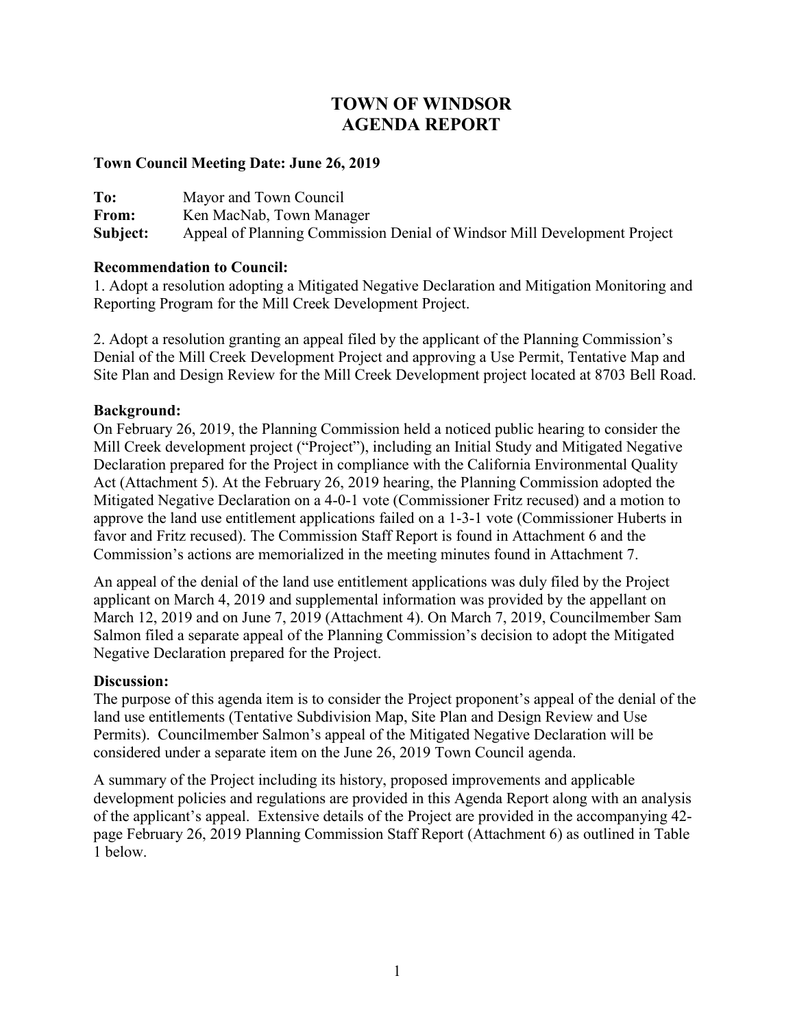# TOWN OF WINDSOR
# AGENDA REPORT

**Town Council Meeting Date: June 26, 2019**

**To:** Mayor and Town Council
**From:** Ken MacNab, Town Manager
**Subject:** Appeal of Planning Commission Denial of Windsor Mill Development Project

**Recommendation to Council:**

1. Adopt a resolution adopting a Mitigated Negative Declaration and Mitigation Monitoring and Reporting Program for the Mill Creek Development Project.

2. Adopt a resolution granting an appeal filed by the applicant of the Planning Commission's Denial of the Mill Creek Development Project and approving a Use Permit, Tentative Map and Site Plan and Design Review for the Mill Creek Development project located at 8703 Bell Road.

**Background:**

On February 26, 2019, the Planning Commission held a noticed public hearing to consider the Mill Creek development project ("Project"), including an Initial Study and Mitigated Negative Declaration prepared for the Project in compliance with the California Environmental Quality Act (Attachment 5). At the February 26, 2019 hearing, the Planning Commission adopted the Mitigated Negative Declaration on a 4-0-1 vote (Commissioner Fritz recused) and a motion to approve the land use entitlement applications failed on a 1-3-1 vote (Commissioner Huberts in favor and Fritz recused). The Commission Staff Report is found in Attachment 6 and the Commission's actions are memorialized in the meeting minutes found in Attachment 7.

An appeal of the denial of the land use entitlement applications was duly filed by the Project applicant on March 4, 2019 and supplemental information was provided by the appellant on March 12, 2019 and on June 7, 2019 (Attachment 4). On March 7, 2019, Councilmember Sam Salmon filed a separate appeal of the Planning Commission's decision to adopt the Mitigated Negative Declaration prepared for the Project.

**Discussion:**

The purpose of this agenda item is to consider the Project proponent's appeal of the denial of the land use entitlements (Tentative Subdivision Map, Site Plan and Design Review and Use Permits). Councilmember Salmon's appeal of the Mitigated Negative Declaration will be considered under a separate item on the June 26, 2019 Town Council agenda.

A summary of the Project including its history, proposed improvements and applicable development policies and regulations are provided in this Agenda Report along with an analysis of the applicant's appeal. Extensive details of the Project are provided in the accompanying 42-page February 26, 2019 Planning Commission Staff Report (Attachment 6) as outlined in Table 1 below.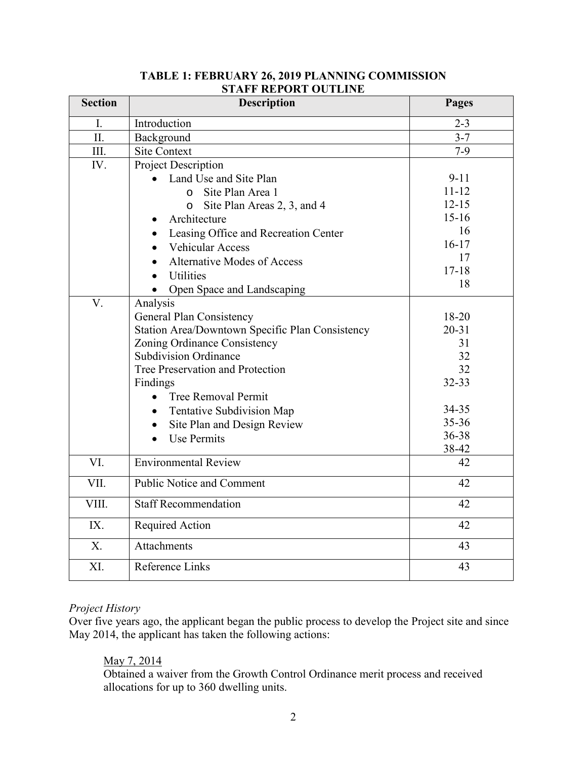**TABLE 1: FEBRUARY 26, 2019 PLANNING COMMISSION STAFF REPORT OUTLINE**

| Section | Description | Pages |
|---|---|---|
| I. | Introduction | 2-3 |
| II. | Background | 3-7 |
| III. | Site Context | 7-9 |
| IV. | Project Description | |
| | • Land Use and Site Plan | 9-11 |
| | ○ Site Plan Area 1 | 11-12 |
| | ○ Site Plan Areas 2, 3, and 4 | 12-15 |
| | • Architecture | 15-16 |
| | • Leasing Office and Recreation Center | 16 |
| | • Vehicular Access | 16-17 |
| | • Alternative Modes of Access | 17 |
| | • Utilities | 17-18 |
| | • Open Space and Landscaping | 18 |
| V. | Analysis | |
| | General Plan Consistency | 18-20 |
| | Station Area/Downtown Specific Plan Consistency | 20-31 |
| | Zoning Ordinance Consistency | 31 |
| | Subdivision Ordinance | 32 |
| | Tree Preservation and Protection | 32 |
| | Findings | 32-33 |
| | • Tree Removal Permit | |
| | • Tentative Subdivision Map | 34-35 |
| | • Site Plan and Design Review | 35-36 |
| | • Use Permits | 36-38 |
| | | 38-42 |
| VI. | Environmental Review | 42 |
| VII. | Public Notice and Comment | 42 |
| VIII. | Staff Recommendation | 42 |
| IX. | Required Action | 42 |
| X. | Attachments | 43 |
| XI. | Reference Links | 43 |

*Project History*

Over five years ago, the applicant began the public process to develop the Project site and since May 2014, the applicant has taken the following actions:

<u>May 7, 2014</u>
Obtained a waiver from the Growth Control Ordinance merit process and received allocations for up to 360 dwelling units.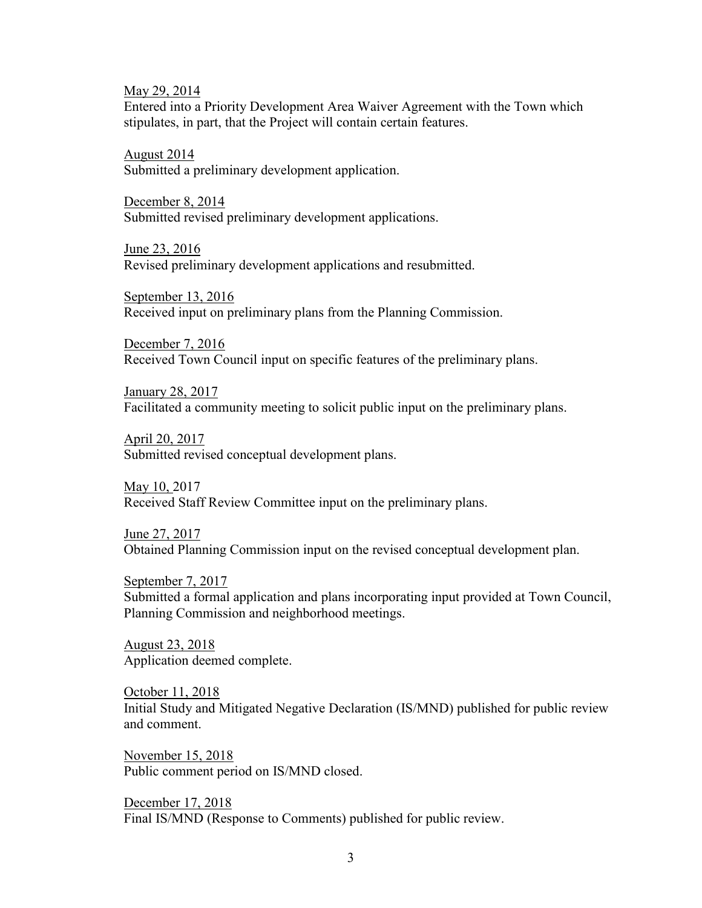<u>May 29, 2014</u>
Entered into a Priority Development Area Waiver Agreement with the Town which stipulates, in part, that the Project will contain certain features.

<u>August 2014</u>
Submitted a preliminary development application.

<u>December 8, 2014</u>
Submitted revised preliminary development applications.

<u>June 23, 2016</u>
Revised preliminary development applications and resubmitted.

<u>September 13, 2016</u>
Received input on preliminary plans from the Planning Commission.

<u>December 7, 2016</u>
Received Town Council input on specific features of the preliminary plans.

<u>January 28, 2017</u>
Facilitated a community meeting to solicit public input on the preliminary plans.

<u>April 20, 2017</u>
Submitted revised conceptual development plans.

<u>May 10,</u> 2017
Received Staff Review Committee input on the preliminary plans.

<u>June 27, 2017</u>
Obtained Planning Commission input on the revised conceptual development plan.

<u>September 7, 2017</u>
Submitted a formal application and plans incorporating input provided at Town Council, Planning Commission and neighborhood meetings.

<u>August 23, 2018</u>
Application deemed complete.

<u>October 11, 2018</u>
Initial Study and Mitigated Negative Declaration (IS/MND) published for public review and comment.

<u>November 15, 2018</u>
Public comment period on IS/MND closed.

<u>December 17, 2018</u>
Final IS/MND (Response to Comments) published for public review.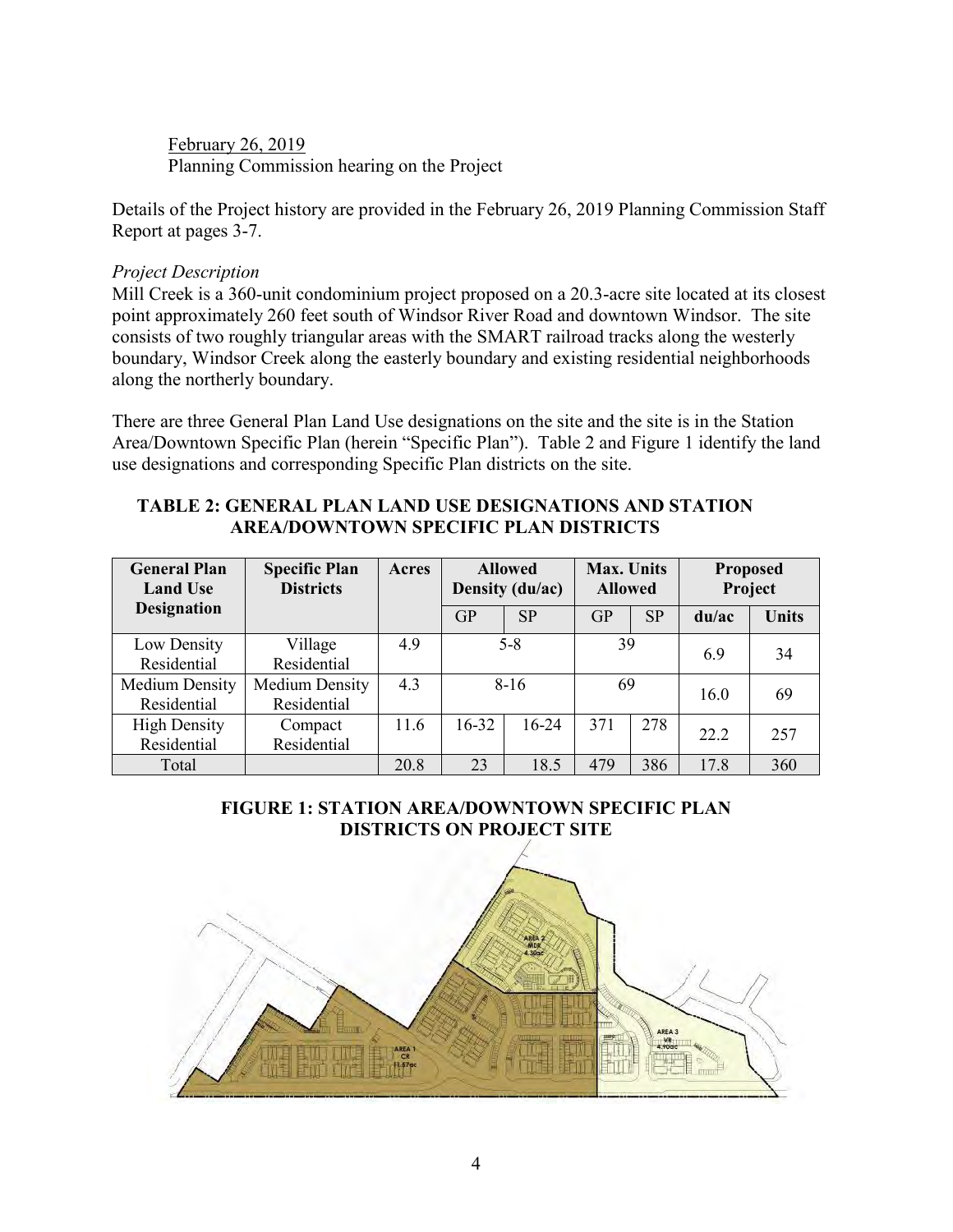February 26, 2019
Planning Commission hearing on the Project

Details of the Project history are provided in the February 26, 2019 Planning Commission Staff Report at pages 3-7.

*Project Description*

Mill Creek is a 360-unit condominium project proposed on a 20.3-acre site located at its closest point approximately 260 feet south of Windsor River Road and downtown Windsor. The site consists of two roughly triangular areas with the SMART railroad tracks along the westerly boundary, Windsor Creek along the easterly boundary and existing residential neighborhoods along the northerly boundary.

There are three General Plan Land Use designations on the site and the site is in the Station Area/Downtown Specific Plan (herein "Specific Plan"). Table 2 and Figure 1 identify the land use designations and corresponding Specific Plan districts on the site.

**TABLE 2: GENERAL PLAN LAND USE DESIGNATIONS AND STATION AREA/DOWNTOWN SPECIFIC PLAN DISTRICTS**

| General Plan Land Use Designation | Specific Plan Districts | Acres | Allowed Density (du/ac) | | Max. Units Allowed | | Proposed Project | |
|---|---|---|---|---|---|---|---|---|
| | | | GP | SP | GP | SP | du/ac | Units |
| Low Density Residential | Village Residential | 4.9 | 5-8 | | 39 | | 6.9 | 34 |
| Medium Density Residential | Medium Density Residential | 4.3 | 8-16 | | 69 | | 16.0 | 69 |
| High Density Residential | Compact Residential | 11.6 | 16-32 | 16-24 | 371 | 278 | 22.2 | 257 |
| Total | | 20.8 | 23 | 18.5 | 479 | 386 | 17.8 | 360 |

**FIGURE 1: STATION AREA/DOWNTOWN SPECIFIC PLAN DISTRICTS ON PROJECT SITE**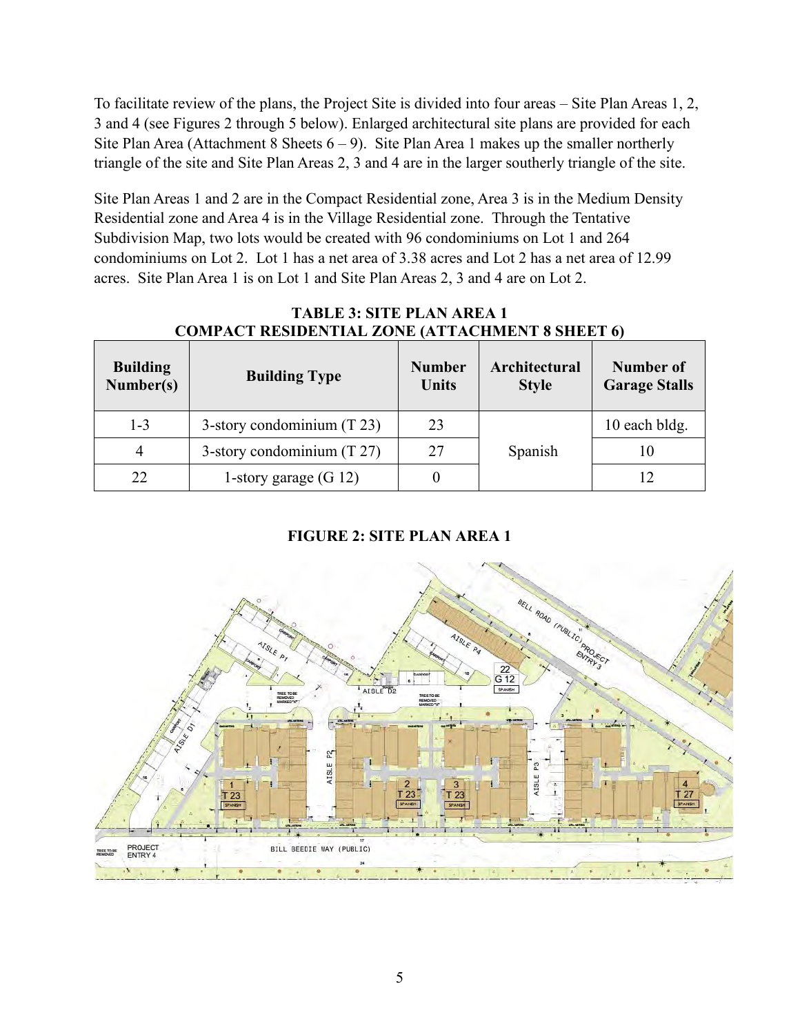To facilitate review of the plans, the Project Site is divided into four areas – Site Plan Areas 1, 2, 3 and 4 (see Figures 2 through 5 below). Enlarged architectural site plans are provided for each Site Plan Area (Attachment 8 Sheets 6 – 9). Site Plan Area 1 makes up the smaller northerly triangle of the site and Site Plan Areas 2, 3 and 4 are in the larger southerly triangle of the site.

Site Plan Areas 1 and 2 are in the Compact Residential zone, Area 3 is in the Medium Density Residential zone and Area 4 is in the Village Residential zone. Through the Tentative Subdivision Map, two lots would be created with 96 condominiums on Lot 1 and 264 condominiums on Lot 2. Lot 1 has a net area of 3.38 acres and Lot 2 has a net area of 12.99 acres. Site Plan Area 1 is on Lot 1 and Site Plan Areas 2, 3 and 4 are on Lot 2.

**TABLE 3: SITE PLAN AREA 1**
**COMPACT RESIDENTIAL ZONE (ATTACHMENT 8 SHEET 6)**

| Building Number(s) | Building Type | Number Units | Architectural Style | Number of Garage Stalls |
|---|---|---|---|---|
| 1-3 | 3-story condominium (T 23) | 23 | Spanish | 10 each bldg. |
| 4 | 3-story condominium (T 27) | 27 | Spanish | 10 |
| 22 | 1-story garage (G 12) | 0 | Spanish | 12 |

**FIGURE 2: SITE PLAN AREA 1**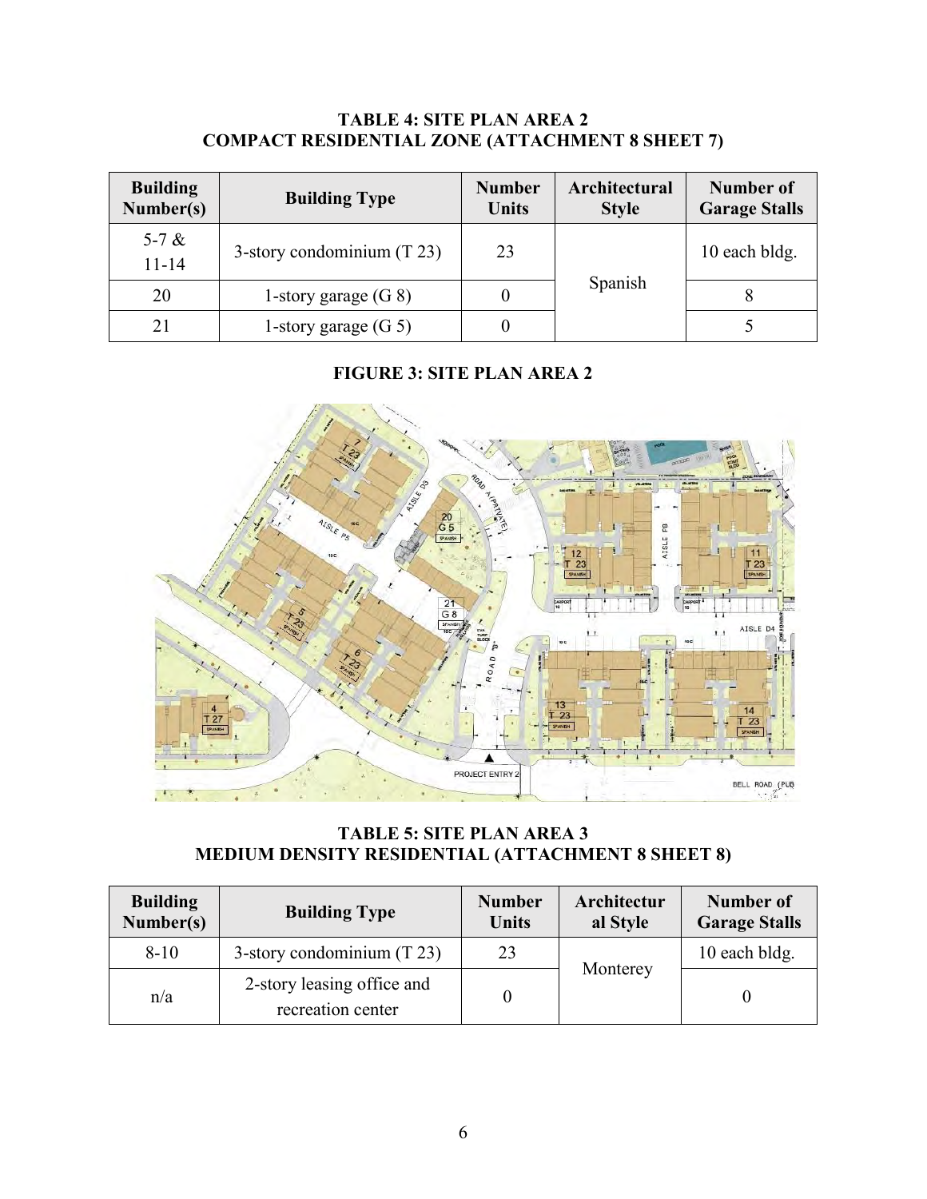**TABLE 4: SITE PLAN AREA 2**
**COMPACT RESIDENTIAL ZONE (ATTACHMENT 8 SHEET 7)**

| Building Number(s) | Building Type | Number Units | Architectural Style | Number of Garage Stalls |
|---|---|---|---|---|
| 5-7 & 11-14 | 3-story condominium (T 23) | 23 | Spanish | 10 each bldg. |
| 20 | 1-story garage (G 8) | 0 | | 8 |
| 21 | 1-story garage (G 5) | 0 | | 5 |

**FIGURE 3: SITE PLAN AREA 2**

**TABLE 5: SITE PLAN AREA 3**
**MEDIUM DENSITY RESIDENTIAL (ATTACHMENT 8 SHEET 8)**

| Building Number(s) | Building Type | Number Units | Architectural Style | Number of Garage Stalls |
|---|---|---|---|---|
| 8-10 | 3-story condominium (T 23) | 23 | Monterey | 10 each bldg. |
| n/a | 2-story leasing office and recreation center | 0 | | 0 |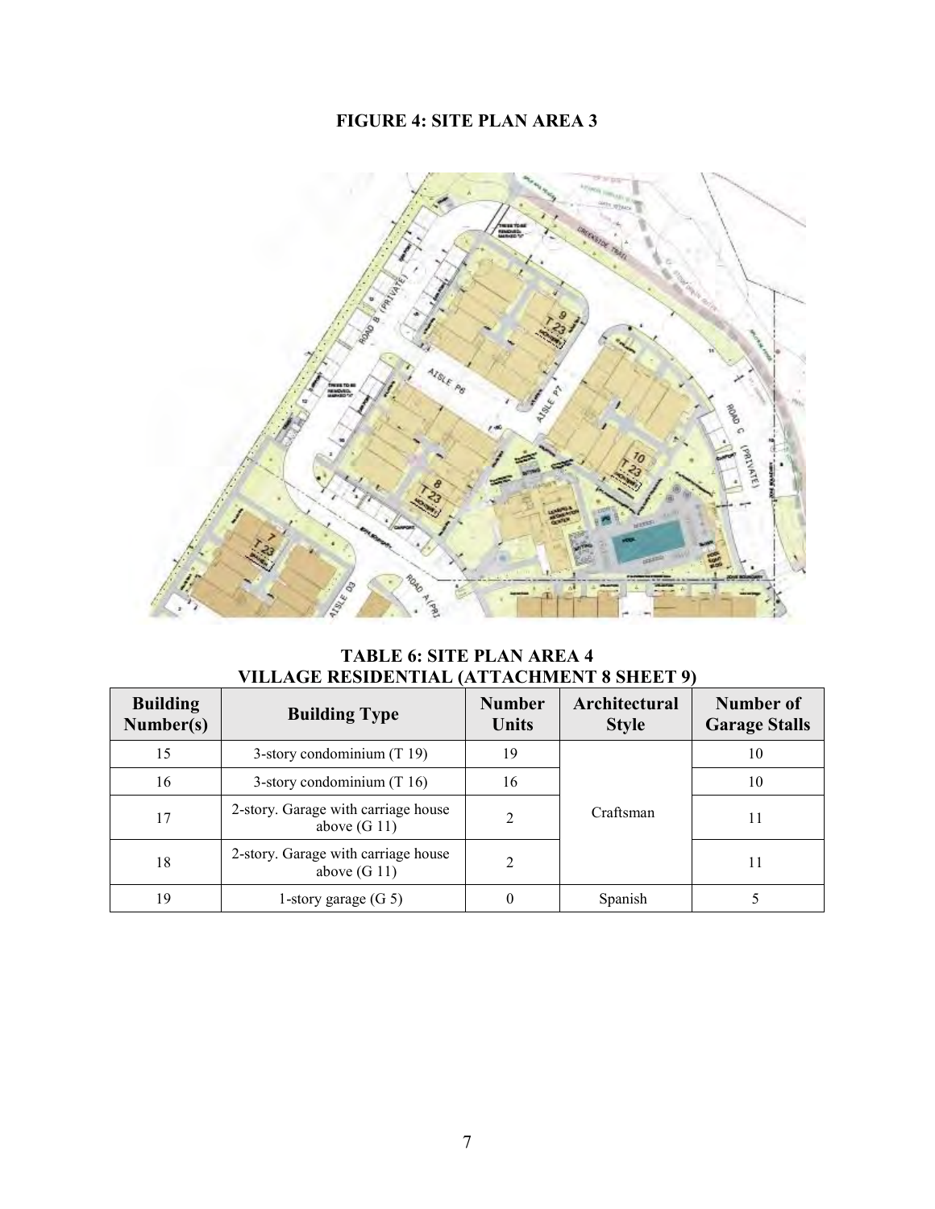**FIGURE 4: SITE PLAN AREA 3**

**TABLE 6: SITE PLAN AREA 4**
**VILLAGE RESIDENTIAL (ATTACHMENT 8 SHEET 9)**

| Building Number(s) | Building Type | Number Units | Architectural Style | Number of Garage Stalls |
|---|---|---|---|---|
| 15 | 3-story condominium (T 19) | 19 | Craftsman | 10 |
| 16 | 3-story condominium (T 16) | 16 | | 10 |
| 17 | 2-story. Garage with carriage house above (G 11) | 2 | | 11 |
| 18 | 2-story. Garage with carriage house above (G 11) | 2 | | 11 |
| 19 | 1-story garage (G 5) | 0 | Spanish | 5 |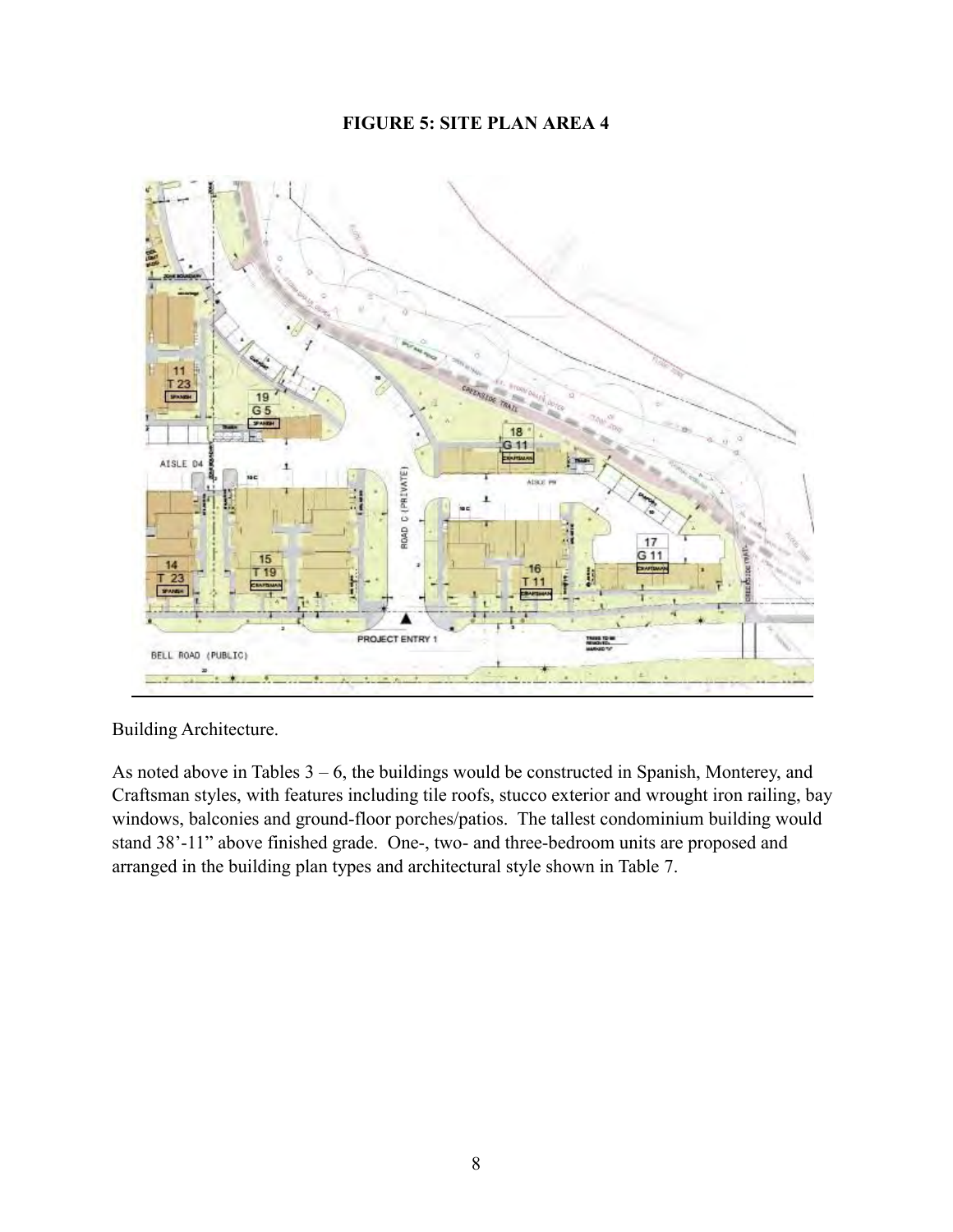**FIGURE 5: SITE PLAN AREA 4**

Building Architecture.

As noted above in Tables 3 – 6, the buildings would be constructed in Spanish, Monterey, and Craftsman styles, with features including tile roofs, stucco exterior and wrought iron railing, bay windows, balconies and ground-floor porches/patios. The tallest condominium building would stand 38'-11" above finished grade. One-, two- and three-bedroom units are proposed and arranged in the building plan types and architectural style shown in Table 7.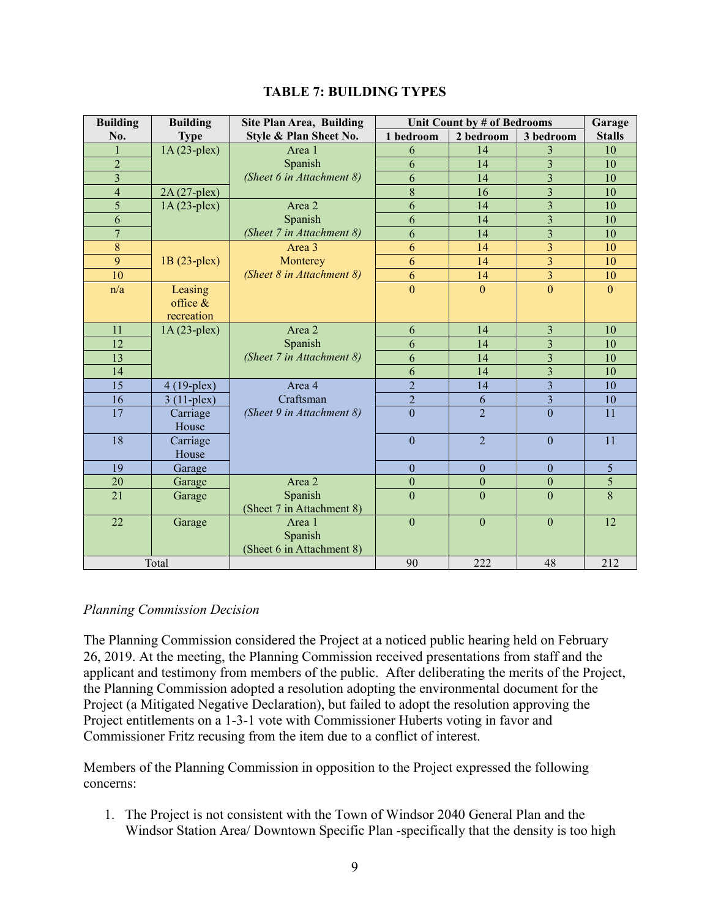**TABLE 7: BUILDING TYPES**

| Building No. | Building Type | Site Plan Area, Building Style & Plan Sheet No. | Unit Count by # of Bedrooms | | | Garage Stalls |
|---|---|---|---|---|---|---|
| | | | 1 bedroom | 2 bedroom | 3 bedroom | |
| 1 | 1A (23-plex) | Area 1 Spanish *(Sheet 6 in Attachment 8)* | 6 | 14 | 3 | 10 |
| 2 | | | 6 | 14 | 3 | 10 |
| 3 | | | 6 | 14 | 3 | 10 |
| 4 | 2A (27-plex) | | 8 | 16 | 3 | 10 |
| 5 | 1A (23-plex) | Area 2 Spanish *(Sheet 7 in Attachment 8)* | 6 | 14 | 3 | 10 |
| 6 | | | 6 | 14 | 3 | 10 |
| 7 | | | 6 | 14 | 3 | 10 |
| 8 | 1B (23-plex) | Area 3 Monterey *(Sheet 8 in Attachment 8)* | 6 | 14 | 3 | 10 |
| 9 | | | 6 | 14 | 3 | 10 |
| 10 | | | 6 | 14 | 3 | 10 |
| n/a | Leasing office & recreation | | 0 | 0 | 0 | 0 |
| 11 | 1A (23-plex) | Area 2 Spanish *(Sheet 7 in Attachment 8)* | 6 | 14 | 3 | 10 |
| 12 | | | 6 | 14 | 3 | 10 |
| 13 | | | 6 | 14 | 3 | 10 |
| 14 | | | 6 | 14 | 3 | 10 |
| 15 | 4 (19-plex) | Area 4 Craftsman *(Sheet 9 in Attachment 8)* | 2 | 14 | 3 | 10 |
| 16 | 3 (11-plex) | | 2 | 6 | 3 | 10 |
| 17 | Carriage House | | 0 | 2 | 0 | 11 |
| 18 | Carriage House | | 0 | 2 | 0 | 11 |
| 19 | Garage | | 0 | 0 | 0 | 5 |
| 20 | Garage | Area 2 Spanish (Sheet 7 in Attachment 8) | 0 | 0 | 0 | 5 |
| 21 | Garage | | 0 | 0 | 0 | 8 |
| 22 | Garage | Area 1 Spanish (Sheet 6 in Attachment 8) | 0 | 0 | 0 | 12 |
| Total | | | 90 | 222 | 48 | 212 |

*Planning Commission Decision*

The Planning Commission considered the Project at a noticed public hearing held on February 26, 2019. At the meeting, the Planning Commission received presentations from staff and the applicant and testimony from members of the public. After deliberating the merits of the Project, the Planning Commission adopted a resolution adopting the environmental document for the Project (a Mitigated Negative Declaration), but failed to adopt the resolution approving the Project entitlements on a 1-3-1 vote with Commissioner Huberts voting in favor and Commissioner Fritz recusing from the item due to a conflict of interest.

Members of the Planning Commission in opposition to the Project expressed the following concerns:

1. The Project is not consistent with the Town of Windsor 2040 General Plan and the Windsor Station Area/ Downtown Specific Plan -specifically that the density is too high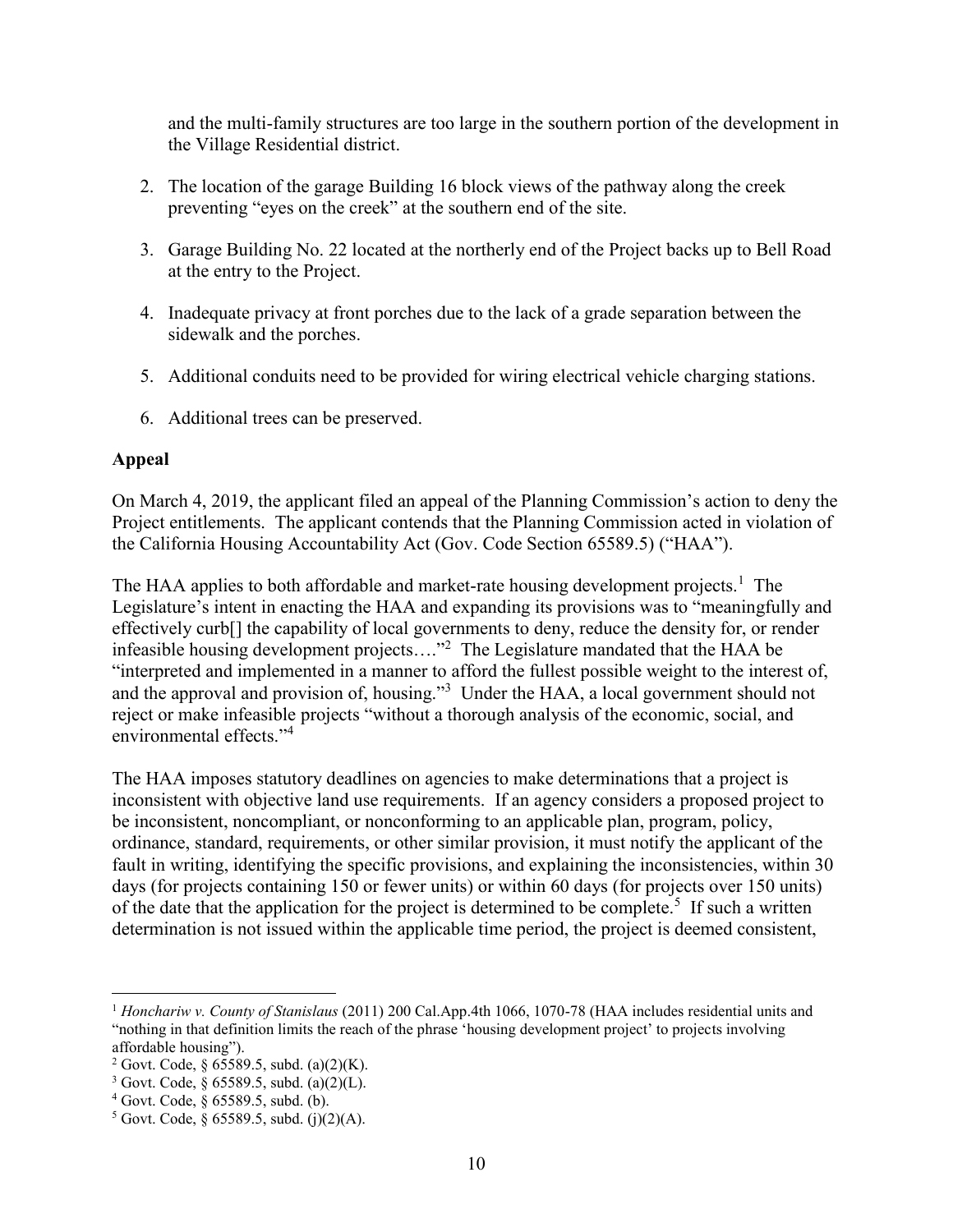and the multi-family structures are too large in the southern portion of the development in the Village Residential district.

2. The location of the garage Building 16 block views of the pathway along the creek preventing "eyes on the creek" at the southern end of the site.

3. Garage Building No. 22 located at the northerly end of the Project backs up to Bell Road at the entry to the Project.

4. Inadequate privacy at front porches due to the lack of a grade separation between the sidewalk and the porches.

5. Additional conduits need to be provided for wiring electrical vehicle charging stations.

6. Additional trees can be preserved.

**Appeal**

On March 4, 2019, the applicant filed an appeal of the Planning Commission's action to deny the Project entitlements. The applicant contends that the Planning Commission acted in violation of the California Housing Accountability Act (Gov. Code Section 65589.5) ("HAA").

The HAA applies to both affordable and market-rate housing development projects.[1] The Legislature's intent in enacting the HAA and expanding its provisions was to "meaningfully and effectively curb[] the capability of local governments to deny, reduce the density for, or render infeasible housing development projects…."[2] The Legislature mandated that the HAA be "interpreted and implemented in a manner to afford the fullest possible weight to the interest of, and the approval and provision of, housing."[3] Under the HAA, a local government should not reject or make infeasible projects "without a thorough analysis of the economic, social, and environmental effects."[4]

The HAA imposes statutory deadlines on agencies to make determinations that a project is inconsistent with objective land use requirements. If an agency considers a proposed project to be inconsistent, noncompliant, or nonconforming to an applicable plan, program, policy, ordinance, standard, requirements, or other similar provision, it must notify the applicant of the fault in writing, identifying the specific provisions, and explaining the inconsistencies, within 30 days (for projects containing 150 or fewer units) or within 60 days (for projects over 150 units) of the date that the application for the project is determined to be complete.[5] If such a written determination is not issued within the applicable time period, the project is deemed consistent,

---

[1] *Honchariw v. County of Stanislaus* (2011) 200 Cal.App.4th 1066, 1070-78 (HAA includes residential units and "nothing in that definition limits the reach of the phrase 'housing development project' to projects involving affordable housing").

[2] Govt. Code, § 65589.5, subd. (a)(2)(K).

[3] Govt. Code, § 65589.5, subd. (a)(2)(L).

[4] Govt. Code, § 65589.5, subd. (b).

[5] Govt. Code, § 65589.5, subd. (j)(2)(A).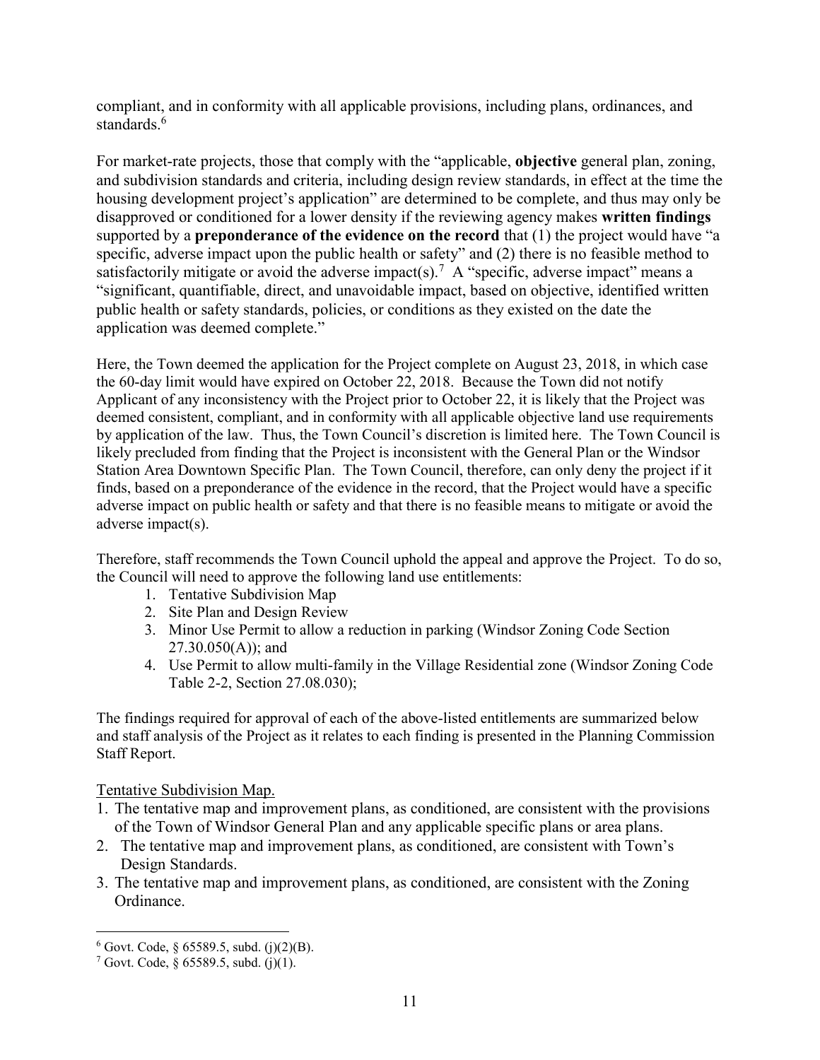compliant, and in conformity with all applicable provisions, including plans, ordinances, and standards.[6]

For market-rate projects, those that comply with the "applicable, **objective** general plan, zoning, and subdivision standards and criteria, including design review standards, in effect at the time the housing development project's application" are determined to be complete, and thus may only be disapproved or conditioned for a lower density if the reviewing agency makes **written findings** supported by a **preponderance of the evidence on the record** that (1) the project would have "a specific, adverse impact upon the public health or safety" and (2) there is no feasible method to satisfactorily mitigate or avoid the adverse impact(s).[7] A "specific, adverse impact" means a "significant, quantifiable, direct, and unavoidable impact, based on objective, identified written public health or safety standards, policies, or conditions as they existed on the date the application was deemed complete."

Here, the Town deemed the application for the Project complete on August 23, 2018, in which case the 60-day limit would have expired on October 22, 2018. Because the Town did not notify Applicant of any inconsistency with the Project prior to October 22, it is likely that the Project was deemed consistent, compliant, and in conformity with all applicable objective land use requirements by application of the law. Thus, the Town Council's discretion is limited here. The Town Council is likely precluded from finding that the Project is inconsistent with the General Plan or the Windsor Station Area Downtown Specific Plan. The Town Council, therefore, can only deny the project if it finds, based on a preponderance of the evidence in the record, that the Project would have a specific adverse impact on public health or safety and that there is no feasible means to mitigate or avoid the adverse impact(s).

Therefore, staff recommends the Town Council uphold the appeal and approve the Project. To do so, the Council will need to approve the following land use entitlements:

1. Tentative Subdivision Map
2. Site Plan and Design Review
3. Minor Use Permit to allow a reduction in parking (Windsor Zoning Code Section 27.30.050(A)); and
4. Use Permit to allow multi-family in the Village Residential zone (Windsor Zoning Code Table 2-2, Section 27.08.030);

The findings required for approval of each of the above-listed entitlements are summarized below and staff analysis of the Project as it relates to each finding is presented in the Planning Commission Staff Report.

Tentative Subdivision Map.

1. The tentative map and improvement plans, as conditioned, are consistent with the provisions of the Town of Windsor General Plan and any applicable specific plans or area plans.
2. The tentative map and improvement plans, as conditioned, are consistent with Town's Design Standards.
3. The tentative map and improvement plans, as conditioned, are consistent with the Zoning Ordinance.

---

[6] Govt. Code, § 65589.5, subd. (j)(2)(B).

[7] Govt. Code, § 65589.5, subd. (j)(1).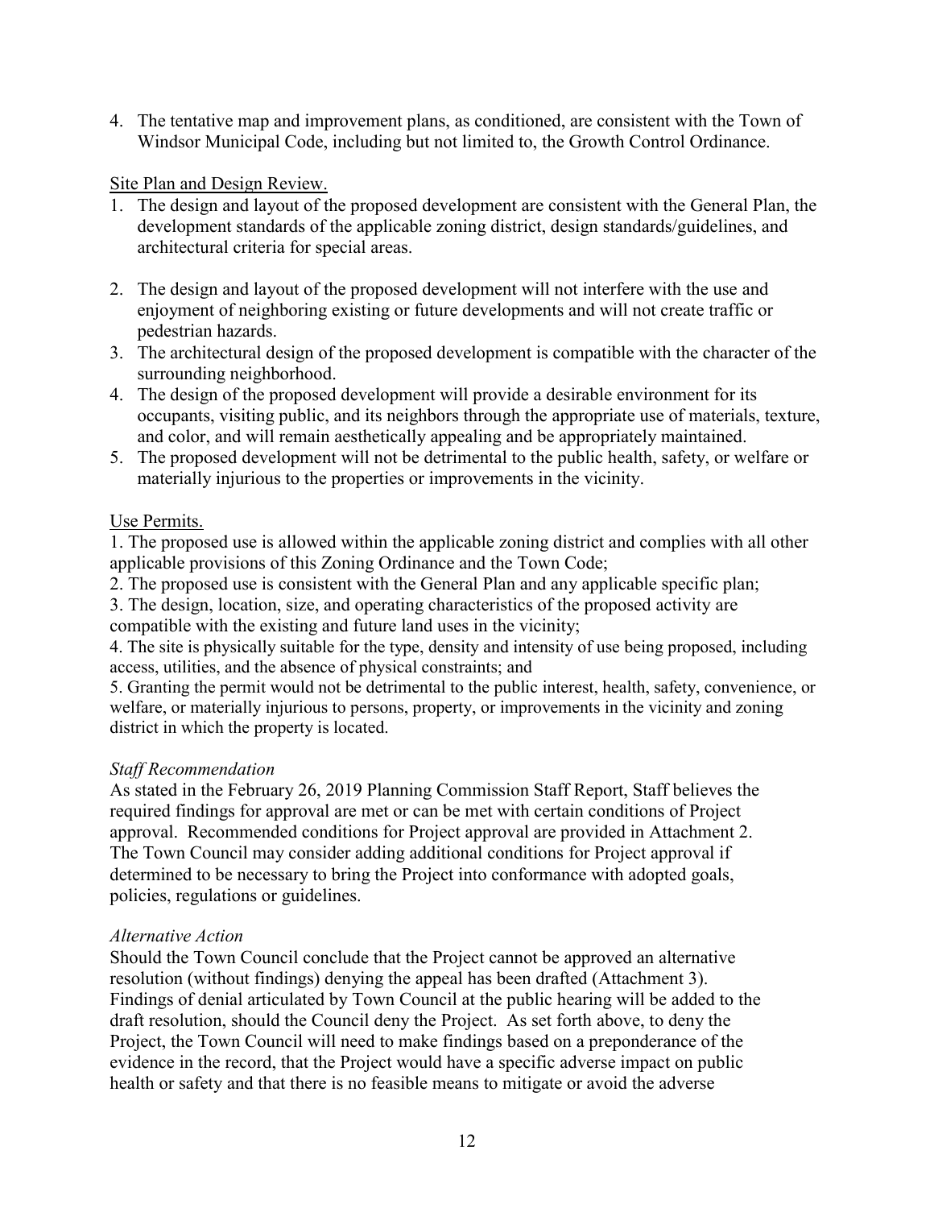4. The tentative map and improvement plans, as conditioned, are consistent with the Town of Windsor Municipal Code, including but not limited to, the Growth Control Ordinance.

Site Plan and Design Review.

1. The design and layout of the proposed development are consistent with the General Plan, the development standards of the applicable zoning district, design standards/guidelines, and architectural criteria for special areas.
2. The design and layout of the proposed development will not interfere with the use and enjoyment of neighboring existing or future developments and will not create traffic or pedestrian hazards.
3. The architectural design of the proposed development is compatible with the character of the surrounding neighborhood.
4. The design of the proposed development will provide a desirable environment for its occupants, visiting public, and its neighbors through the appropriate use of materials, texture, and color, and will remain aesthetically appealing and be appropriately maintained.
5. The proposed development will not be detrimental to the public health, safety, or welfare or materially injurious to the properties or improvements in the vicinity.

Use Permits.

1. The proposed use is allowed within the applicable zoning district and complies with all other applicable provisions of this Zoning Ordinance and the Town Code;
2. The proposed use is consistent with the General Plan and any applicable specific plan;
3. The design, location, size, and operating characteristics of the proposed activity are compatible with the existing and future land uses in the vicinity;
4. The site is physically suitable for the type, density and intensity of use being proposed, including access, utilities, and the absence of physical constraints; and
5. Granting the permit would not be detrimental to the public interest, health, safety, convenience, or welfare, or materially injurious to persons, property, or improvements in the vicinity and zoning district in which the property is located.

*Staff Recommendation*

As stated in the February 26, 2019 Planning Commission Staff Report, Staff believes the required findings for approval are met or can be met with certain conditions of Project approval. Recommended conditions for Project approval are provided in Attachment 2. The Town Council may consider adding additional conditions for Project approval if determined to be necessary to bring the Project into conformance with adopted goals, policies, regulations or guidelines.

*Alternative Action*

Should the Town Council conclude that the Project cannot be approved an alternative resolution (without findings) denying the appeal has been drafted (Attachment 3). Findings of denial articulated by Town Council at the public hearing will be added to the draft resolution, should the Council deny the Project. As set forth above, to deny the Project, the Town Council will need to make findings based on a preponderance of the evidence in the record, that the Project would have a specific adverse impact on public health or safety and that there is no feasible means to mitigate or avoid the adverse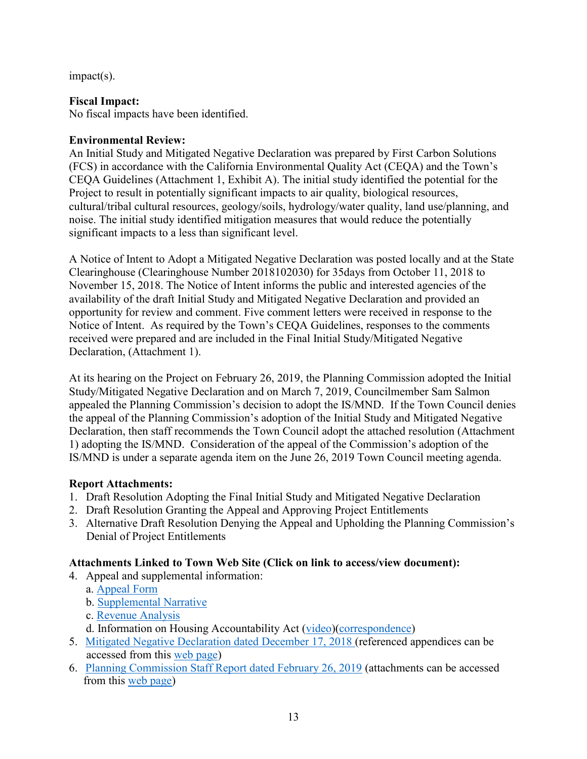impact(s).

**Fiscal Impact:**
No fiscal impacts have been identified.

**Environmental Review:**
An Initial Study and Mitigated Negative Declaration was prepared by First Carbon Solutions (FCS) in accordance with the California Environmental Quality Act (CEQA) and the Town's CEQA Guidelines (Attachment 1, Exhibit A). The initial study identified the potential for the Project to result in potentially significant impacts to air quality, biological resources, cultural/tribal cultural resources, geology/soils, hydrology/water quality, land use/planning, and noise. The initial study identified mitigation measures that would reduce the potentially significant impacts to a less than significant level.

A Notice of Intent to Adopt a Mitigated Negative Declaration was posted locally and at the State Clearinghouse (Clearinghouse Number 2018102030) for 35days from October 11, 2018 to November 15, 2018. The Notice of Intent informs the public and interested agencies of the availability of the draft Initial Study and Mitigated Negative Declaration and provided an opportunity for review and comment. Five comment letters were received in response to the Notice of Intent. As required by the Town's CEQA Guidelines, responses to the comments received were prepared and are included in the Final Initial Study/Mitigated Negative Declaration, (Attachment 1).

At its hearing on the Project on February 26, 2019, the Planning Commission adopted the Initial Study/Mitigated Negative Declaration and on March 7, 2019, Councilmember Sam Salmon appealed the Planning Commission's decision to adopt the IS/MND. If the Town Council denies the appeal of the Planning Commission's adoption of the Initial Study and Mitigated Negative Declaration, then staff recommends the Town Council adopt the attached resolution (Attachment 1) adopting the IS/MND. Consideration of the appeal of the Commission's adoption of the IS/MND is under a separate agenda item on the June 26, 2019 Town Council meeting agenda.

**Report Attachments:**

1. Draft Resolution Adopting the Final Initial Study and Mitigated Negative Declaration
2. Draft Resolution Granting the Appeal and Approving Project Entitlements
3. Alternative Draft Resolution Denying the Appeal and Upholding the Planning Commission's Denial of Project Entitlements

**Attachments Linked to Town Web Site (Click on link to access/view document):**

4. Appeal and supplemental information:
   a. Appeal Form
   b. Supplemental Narrative
   c. Revenue Analysis
   d. Information on Housing Accountability Act (video)(correspondence)
5. Mitigated Negative Declaration dated December 17, 2018 (referenced appendices can be accessed from this web page)
6. Planning Commission Staff Report dated February 26, 2019 (attachments can be accessed from this web page)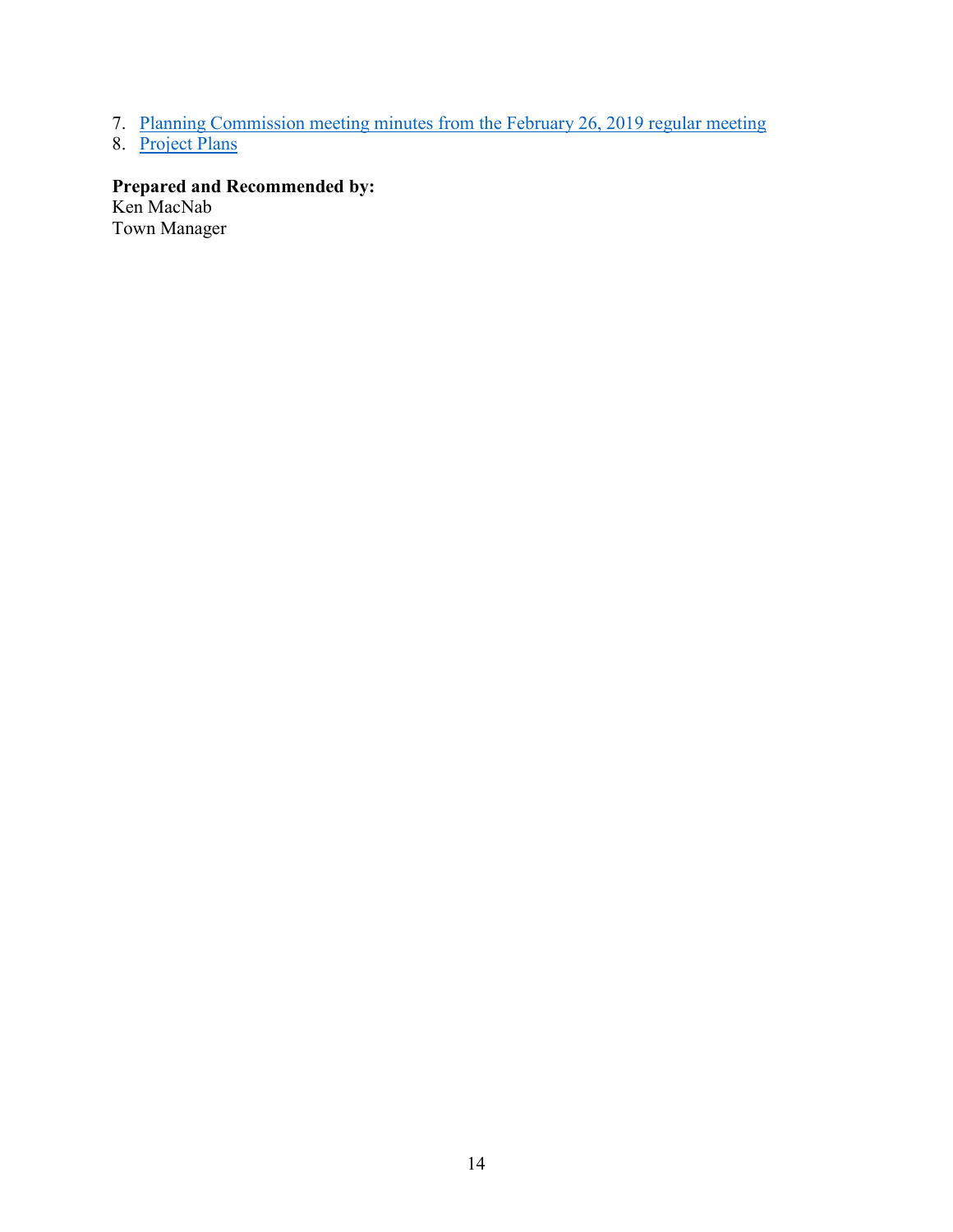7. Planning Commission meeting minutes from the February 26, 2019 regular meeting
8. Project Plans

**Prepared and Recommended by:**
Ken MacNab
Town Manager